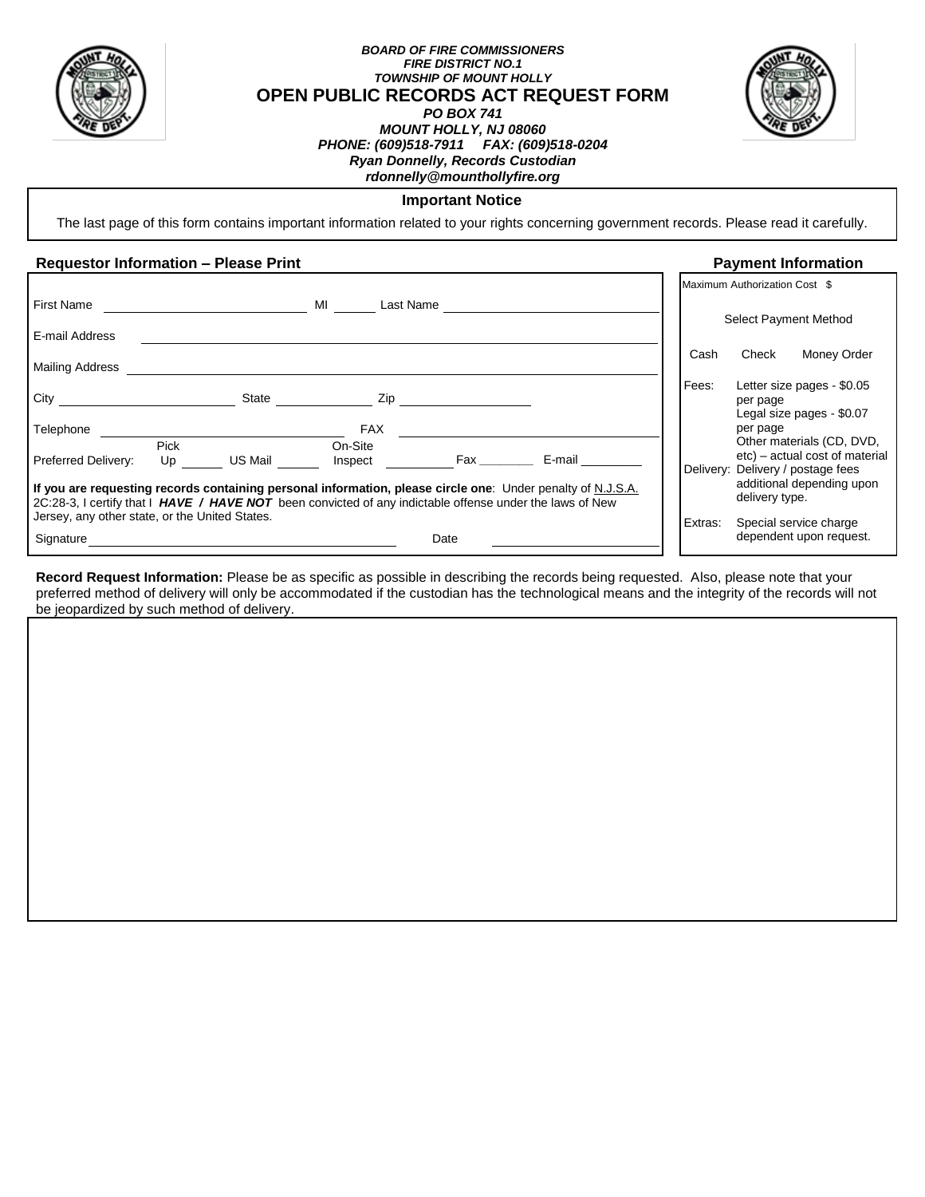***BOARD OF FIRE COMMISSIONERS***
***FIRE DISTRICT NO.1***
***TOWNSHIP OF MOUNT HOLLY***

# OPEN PUBLIC RECORDS ACT REQUEST FORM

***PO BOX 741***
***MOUNT HOLLY, NJ 08060***
***PHONE: (609)518-7911 FAX: (609)518-0204***
***Ryan Donnelly, Records Custodian***
***rdonnelly@mounthollyfire.org***

**Important Notice**

The last page of this form contains important information related to your rights concerning government records. Please read it carefully.

**Requestor Information – Please Print**

First Name ____________________ MI ______ Last Name ____________________

E-mail Address ________________________________________

Mailing Address ________________________________________

City ____________________ State ______________ Zip ____________________

Telephone ____________________ FAX ____________________

Preferred Delivery: Pick Up ______ US Mail ______ On-Site Inspect ______ Fax ________ E-mail ________

**If you are requesting records containing personal information, please circle one**: Under penalty of N.J.S.A. 2C:28-3, I certify that I ***HAVE / HAVE NOT*** been convicted of any indictable offense under the laws of New Jersey, any other state, or the United States.

Signature ____________________ Date ____________________

**Payment Information**

Maximum Authorization Cost $

Select Payment Method

Cash Check Money Order

Fees: Letter size pages - $0.05 per page
Legal size pages - $0.07 per page
Other materials (CD, DVD, etc) – actual cost of material

Delivery: Delivery / postage fees additional depending upon delivery type.

Extras: Special service charge dependent upon request.

**Record Request Information:** Please be as specific as possible in describing the records being requested. Also, please note that your preferred method of delivery will only be accommodated if the custodian has the technological means and the integrity of the records will not be jeopardized by such method of delivery.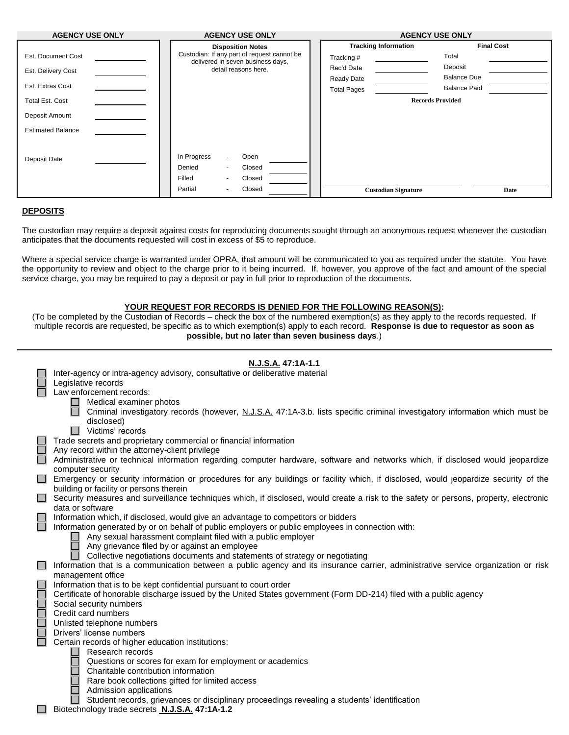| AGENCY USE ONLY | | AGENCY USE ONLY | AGENCY USE ONLY | | | |
|---|---|---|---|---|---|---|
| | | **Disposition Notes** | **Tracking Information** | | **Final Cost** | |
| | | Custodian: If any part of request cannot be delivered in seven business days, detail reasons here. | | | | |
| Est. Document Cost | | | Tracking # | | Total | |
| Est. Delivery Cost | | | Rec'd Date | | Deposit | |
| Est. Extras Cost | | | Ready Date | | Balance Due | |
| Total Est. Cost | | | Total Pages | | Balance Paid | |
| Deposit Amount | | | **Records Provided** | | | |
| Estimated Balance | | | | | | |
| Deposit Date | | In Progress - Open | | | | |
| | | Denied - Closed | | | | |
| | | Filled - Closed | | | | |
| | | Partial - Closed | **Custodian Signature** | | **Date** | |

**DEPOSITS**

The custodian may require a deposit against costs for reproducing documents sought through an anonymous request whenever the custodian anticipates that the documents requested will cost in excess of $5 to reproduce.

Where a special service charge is warranted under OPRA, that amount will be communicated to you as required under the statute. You have the opportunity to review and object to the charge prior to it being incurred. If, however, you approve of the fact and amount of the special service charge, you may be required to pay a deposit or pay in full prior to reproduction of the documents.

**YOUR REQUEST FOR RECORDS IS DENIED FOR THE FOLLOWING REASON(S):**

(To be completed by the Custodian of Records – check the box of the numbered exemption(s) as they apply to the records requested. If multiple records are requested, be specific as to which exemption(s) apply to each record. **Response is due to requestor as soon as possible, but no later than seven business days**.)

**N.J.S.A. 47:1A-1.1**

- ☐ Inter-agency or intra-agency advisory, consultative or deliberative material
- ☐ Legislative records
- ☐ Law enforcement records:
  - ☐ Medical examiner photos
  - ☐ Criminal investigatory records (however, N.J.S.A. 47:1A-3.b. lists specific criminal investigatory information which must be disclosed)
  - ☐ Victims' records
- ☐ Trade secrets and proprietary commercial or financial information
- ☐ Any record within the attorney-client privilege
- ☐ Administrative or technical information regarding computer hardware, software and networks which, if disclosed would jeopardize computer security
- ☐ Emergency or security information or procedures for any buildings or facility which, if disclosed, would jeopardize security of the building or facility or persons therein
- ☐ Security measures and surveillance techniques which, if disclosed, would create a risk to the safety or persons, property, electronic data or software
- ☐ Information which, if disclosed, would give an advantage to competitors or bidders
- ☐ Information generated by or on behalf of public employers or public employees in connection with:
  - ☐ Any sexual harassment complaint filed with a public employer
  - ☐ Any grievance filed by or against an employee
  - ☐ Collective negotiations documents and statements of strategy or negotiating
- ☐ Information that is a communication between a public agency and its insurance carrier, administrative service organization or risk management office
- ☐ Information that is to be kept confidential pursuant to court order
- ☐ Certificate of honorable discharge issued by the United States government (Form DD-214) filed with a public agency
- ☐ Social security numbers
- ☐ Credit card numbers
- ☐ Unlisted telephone numbers
- ☐ Drivers' license numbers
- ☐ Certain records of higher education institutions:
  - ☐ Research records
  - ☐ Questions or scores for exam for employment or academics
  - ☐ Charitable contribution information
  - ☐ Rare book collections gifted for limited access
  - ☐ Admission applications
  - ☐ Student records, grievances or disciplinary proceedings revealing a students' identification
- ☐ Biotechnology trade secrets **N.J.S.A. 47:1A-1.2**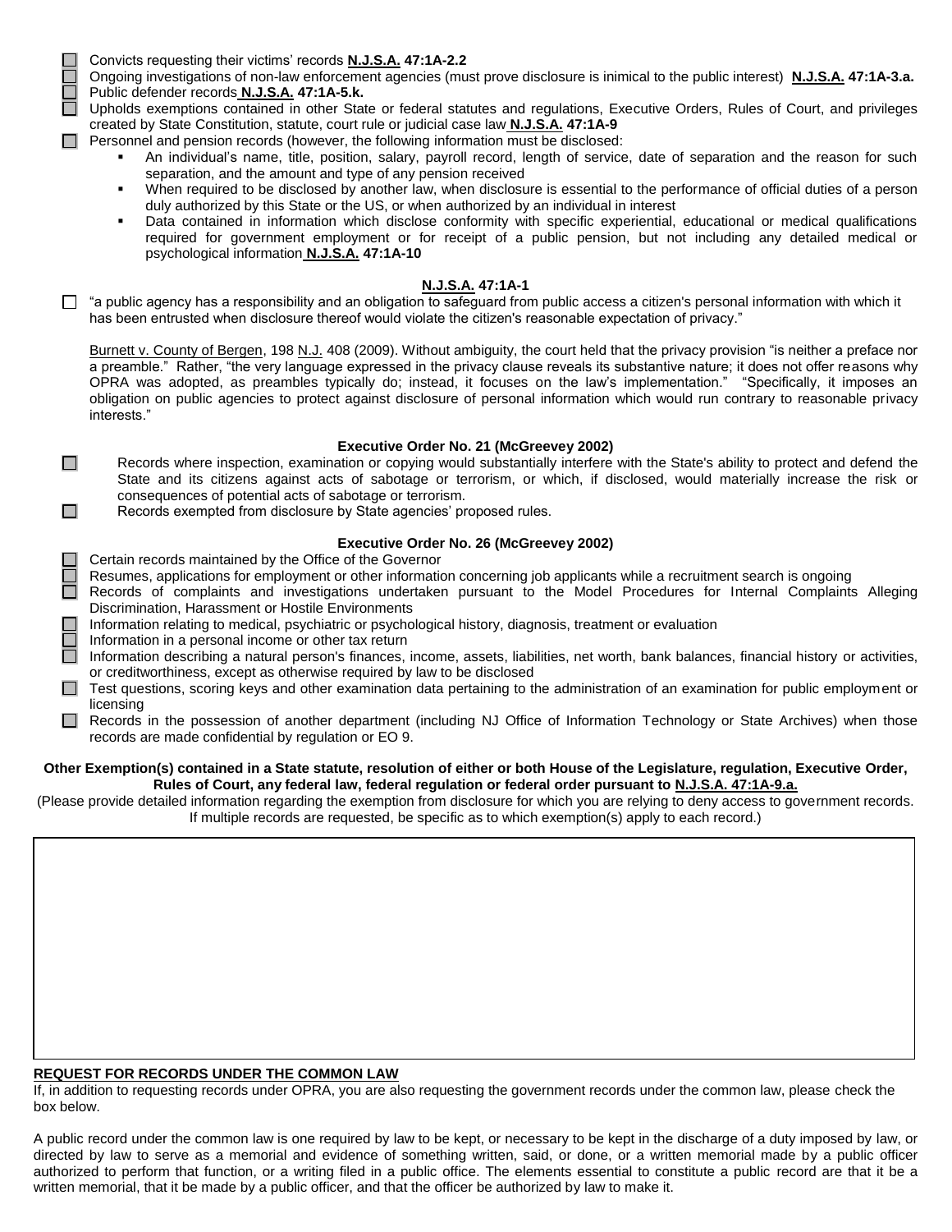- ☐ Convicts requesting their victims' records **N.J.S.A. 47:1A-2.2**
- ☐ Ongoing investigations of non-law enforcement agencies (must prove disclosure is inimical to the public interest) **N.J.S.A. 47:1A-3.a.**
- ☐ Public defender records **N.J.S.A. 47:1A-5.k.**
- ☐ Upholds exemptions contained in other State or federal statutes and regulations, Executive Orders, Rules of Court, and privileges created by State Constitution, statute, court rule or judicial case law **N.J.S.A. 47:1A-9**
- ☐ Personnel and pension records (however, the following information must be disclosed:
  - An individual's name, title, position, salary, payroll record, length of service, date of separation and the reason for such separation, and the amount and type of any pension received
  - When required to be disclosed by another law, when disclosure is essential to the performance of official duties of a person duly authorized by this State or the US, or when authorized by an individual in interest
  - Data contained in information which disclose conformity with specific experiential, educational or medical qualifications required for government employment or for receipt of a public pension, but not including any detailed medical or psychological information **N.J.S.A. 47:1A-10**

### N.J.S.A. 47:1A-1

- ☐ "a public agency has a responsibility and an obligation to safeguard from public access a citizen's personal information with which it has been entrusted when disclosure thereof would violate the citizen's reasonable expectation of privacy."

Burnett v. County of Bergen, 198 N.J. 408 (2009). Without ambiguity, the court held that the privacy provision "is neither a preface nor a preamble." Rather, "the very language expressed in the privacy clause reveals its substantive nature; it does not offer reasons why OPRA was adopted, as preambles typically do; instead, it focuses on the law's implementation." "Specifically, it imposes an obligation on public agencies to protect against disclosure of personal information which would run contrary to reasonable privacy interests."

### Executive Order No. 21 (McGreevey 2002)

- ☐ Records where inspection, examination or copying would substantially interfere with the State's ability to protect and defend the State and its citizens against acts of sabotage or terrorism, or which, if disclosed, would materially increase the risk or consequences of potential acts of sabotage or terrorism.
- ☐ Records exempted from disclosure by State agencies' proposed rules.

### Executive Order No. 26 (McGreevey 2002)

- ☐ Certain records maintained by the Office of the Governor
- ☐ Resumes, applications for employment or other information concerning job applicants while a recruitment search is ongoing
- ☐ Records of complaints and investigations undertaken pursuant to the Model Procedures for Internal Complaints Alleging Discrimination, Harassment or Hostile Environments
- ☐ Information relating to medical, psychiatric or psychological history, diagnosis, treatment or evaluation
- ☐ Information in a personal income or other tax return
- ☐ Information describing a natural person's finances, income, assets, liabilities, net worth, bank balances, financial history or activities, or creditworthiness, except as otherwise required by law to be disclosed
- ☐ Test questions, scoring keys and other examination data pertaining to the administration of an examination for public employment or licensing
- ☐ Records in the possession of another department (including NJ Office of Information Technology or State Archives) when those records are made confidential by regulation or EO 9.

**Other Exemption(s) contained in a State statute, resolution of either or both House of the Legislature, regulation, Executive Order, Rules of Court, any federal law, federal regulation or federal order pursuant to N.J.S.A. 47:1A-9.a.**

(Please provide detailed information regarding the exemption from disclosure for which you are relying to deny access to government records. If multiple records are requested, be specific as to which exemption(s) apply to each record.)

**REQUEST FOR RECORDS UNDER THE COMMON LAW**

If, in addition to requesting records under OPRA, you are also requesting the government records under the common law, please check the box below.

A public record under the common law is one required by law to be kept, or necessary to be kept in the discharge of a duty imposed by law, or directed by law to serve as a memorial and evidence of something written, said, or done, or a written memorial made by a public officer authorized to perform that function, or a writing filed in a public office. The elements essential to constitute a public record are that it be a written memorial, that it be made by a public officer, and that the officer be authorized by law to make it.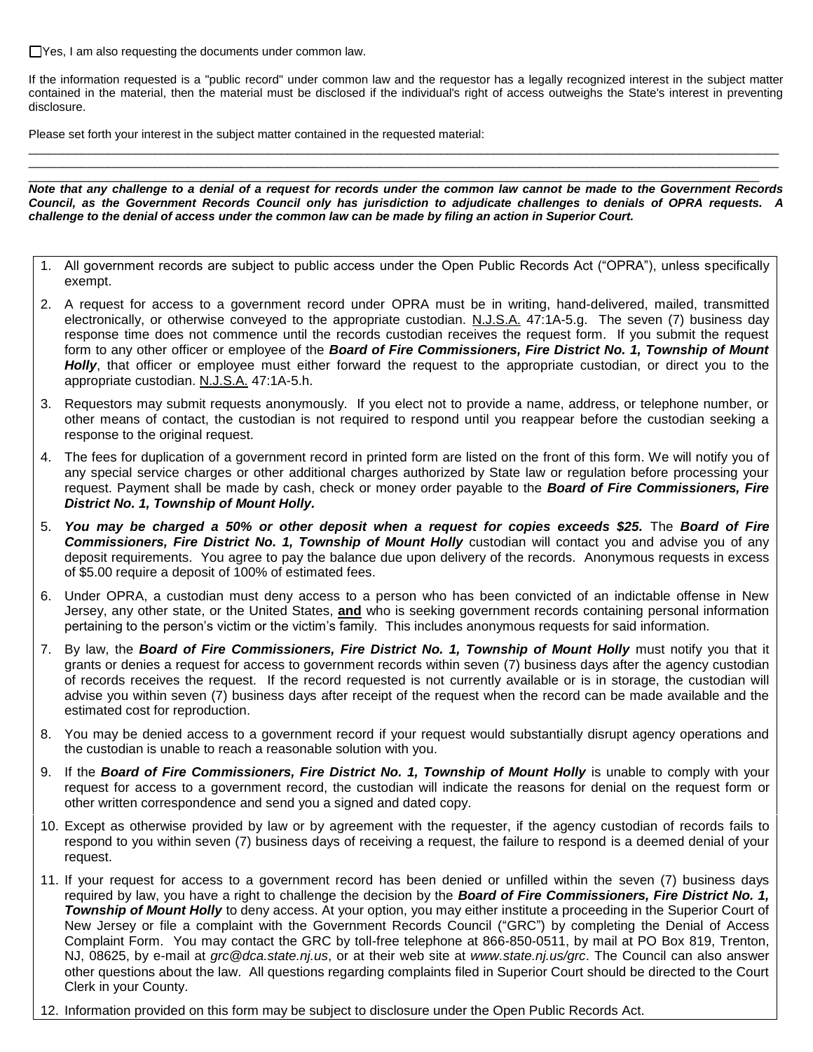☐ Yes, I am also requesting the documents under common law.

If the information requested is a "public record" under common law and the requestor has a legally recognized interest in the subject matter contained in the material, then the material must be disclosed if the individual's right of access outweighs the State's interest in preventing disclosure.

Please set forth your interest in the subject matter contained in the requested material:

______________________________________________________________________________________________________

______________________________________________________________________________________________________

______________________________________________________________________________________________________

***Note that any challenge to a denial of a request for records under the common law cannot be made to the Government Records Council, as the Government Records Council only has jurisdiction to adjudicate challenges to denials of OPRA requests. A challenge to the denial of access under the common law can be made by filing an action in Superior Court.***

1. All government records are subject to public access under the Open Public Records Act ("OPRA"), unless specifically exempt.
2. A request for access to a government record under OPRA must be in writing, hand-delivered, mailed, transmitted electronically, or otherwise conveyed to the appropriate custodian. N.J.S.A. 47:1A-5.g. The seven (7) business day response time does not commence until the records custodian receives the request form. If you submit the request form to any other officer or employee of the ***Board of Fire Commissioners, Fire District No. 1, Township of Mount Holly***, that officer or employee must either forward the request to the appropriate custodian, or direct you to the appropriate custodian. N.J.S.A. 47:1A-5.h.
3. Requestors may submit requests anonymously. If you elect not to provide a name, address, or telephone number, or other means of contact, the custodian is not required to respond until you reappear before the custodian seeking a response to the original request.
4. The fees for duplication of a government record in printed form are listed on the front of this form. We will notify you of any special service charges or other additional charges authorized by State law or regulation before processing your request. Payment shall be made by cash, check or money order payable to the ***Board of Fire Commissioners, Fire District No. 1, Township of Mount Holly.***
5. ***You may be charged a 50% or other deposit when a request for copies exceeds $25.*** The ***Board of Fire Commissioners, Fire District No. 1, Township of Mount Holly*** custodian will contact you and advise you of any deposit requirements. You agree to pay the balance due upon delivery of the records. Anonymous requests in excess of $5.00 require a deposit of 100% of estimated fees.
6. Under OPRA, a custodian must deny access to a person who has been convicted of an indictable offense in New Jersey, any other state, or the United States, **and** who is seeking government records containing personal information pertaining to the person's victim or the victim's family. This includes anonymous requests for said information.
7. By law, the ***Board of Fire Commissioners, Fire District No. 1, Township of Mount Holly*** must notify you that it grants or denies a request for access to government records within seven (7) business days after the agency custodian of records receives the request. If the record requested is not currently available or is in storage, the custodian will advise you within seven (7) business days after receipt of the request when the record can be made available and the estimated cost for reproduction.
8. You may be denied access to a government record if your request would substantially disrupt agency operations and the custodian is unable to reach a reasonable solution with you.
9. If the ***Board of Fire Commissioners, Fire District No. 1, Township of Mount Holly*** is unable to comply with your request for access to a government record, the custodian will indicate the reasons for denial on the request form or other written correspondence and send you a signed and dated copy.
10. Except as otherwise provided by law or by agreement with the requester, if the agency custodian of records fails to respond to you within seven (7) business days of receiving a request, the failure to respond is a deemed denial of your request.
11. If your request for access to a government record has been denied or unfilled within the seven (7) business days required by law, you have a right to challenge the decision by the ***Board of Fire Commissioners, Fire District No. 1, Township of Mount Holly*** to deny access. At your option, you may either institute a proceeding in the Superior Court of New Jersey or file a complaint with the Government Records Council ("GRC") by completing the Denial of Access Complaint Form. You may contact the GRC by toll-free telephone at 866-850-0511, by mail at PO Box 819, Trenton, NJ, 08625, by e-mail at *grc@dca.state.nj.us*, or at their web site at *www.state.nj.us/grc*. The Council can also answer other questions about the law. All questions regarding complaints filed in Superior Court should be directed to the Court Clerk in your County.
12. Information provided on this form may be subject to disclosure under the Open Public Records Act.